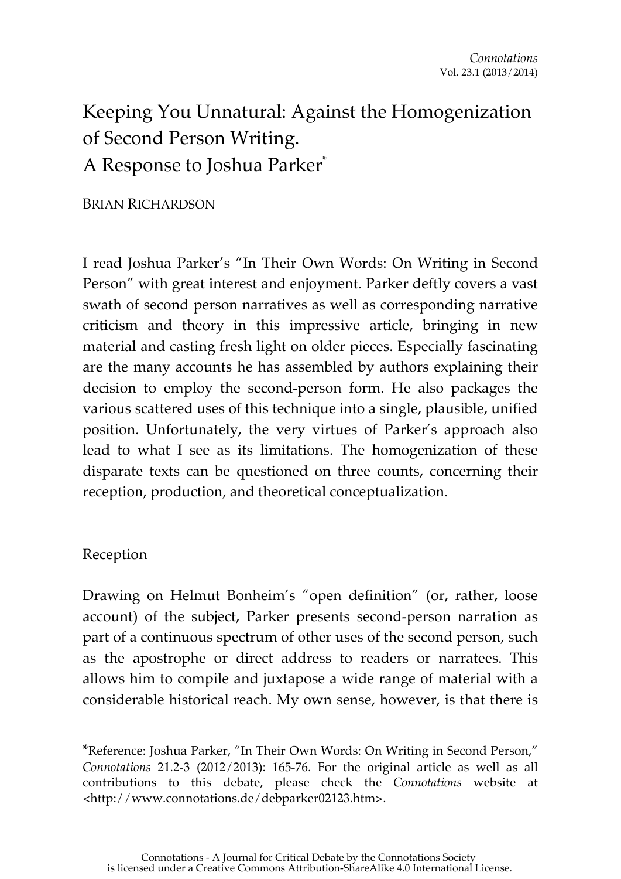# Keeping You Unnatural: Against the Homogenization of Second Person Writing. A Response to Joshua Parker*

BRIAN RICHARDSON

I read Joshua Parker's "In Their Own Words: On Writing in Second Person" with great interest and enjoyment. Parker deftly covers a vast swath of second person narratives as well as corresponding narrative criticism and theory in this impressive article, bringing in new material and casting fresh light on older pieces. Especially fascinating are the many accounts he has assembled by authors explaining their decision to employ the second-person form. He also packages the various scattered uses of this technique into a single, plausible, unified position. Unfortunately, the very virtues of Parker's approach also lead to what I see as its limitations. The homogenization of these disparate texts can be questioned on three counts, concerning their reception, production, and theoretical conceptualization.

## Reception

Drawing on Helmut Bonheim's "open definition" (or, rather, loose account) of the subject, Parker presents second-person narration as part of a continuous spectrum of other uses of the second person, such as the apostrophe or direct address to readers or narratees. This allows him to compile and juxtapose a wide range of material with a considerable historical reach. My own sense, however, is that there is

---

*Reference: Joshua Parker, "In Their Own Words: On Writing in Second Person," *Connotations* 21.2-3 (2012/2013): 165-76. For the original article as well as all contributions to this debate, please check the *Connotations* website at <http://www.connotations.de/debparker02123.htm>.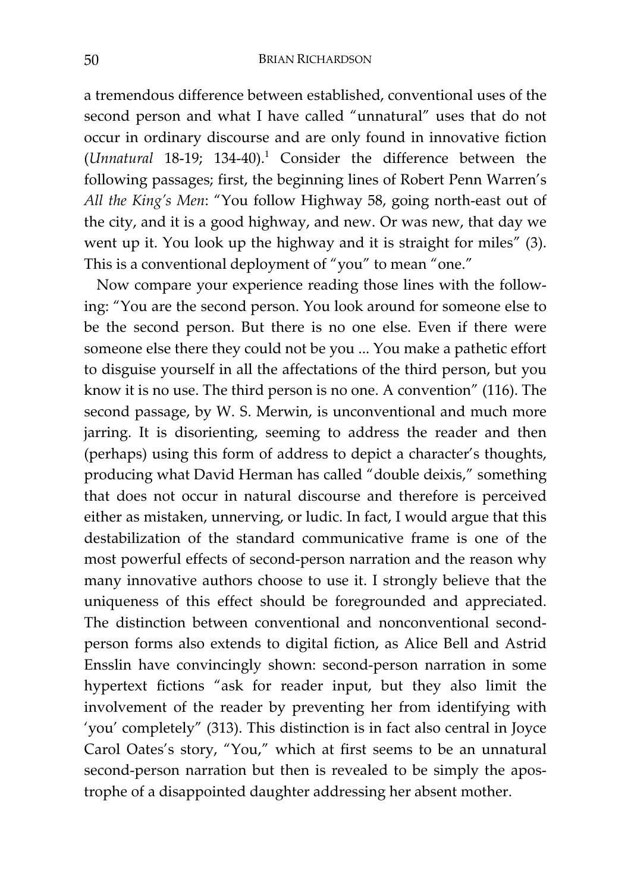a tremendous difference between established, conventional uses of the second person and what I have called "unnatural" uses that do not occur in ordinary discourse and are only found in innovative fiction (*Unnatural* 18-19; 134-40).[1] Consider the difference between the following passages; first, the beginning lines of Robert Penn Warren's *All the King's Men*: "You follow Highway 58, going north-east out of the city, and it is a good highway, and new. Or was new, that day we went up it. You look up the highway and it is straight for miles" (3). This is a conventional deployment of "you" to mean "one."

Now compare your experience reading those lines with the following: "You are the second person. You look around for someone else to be the second person. But there is no one else. Even if there were someone else there they could not be you ... You make a pathetic effort to disguise yourself in all the affectations of the third person, but you know it is no use. The third person is no one. A convention" (116). The second passage, by W. S. Merwin, is unconventional and much more jarring. It is disorienting, seeming to address the reader and then (perhaps) using this form of address to depict a character's thoughts, producing what David Herman has called "double deixis," something that does not occur in natural discourse and therefore is perceived either as mistaken, unnerving, or ludic. In fact, I would argue that this destabilization of the standard communicative frame is one of the most powerful effects of second-person narration and the reason why many innovative authors choose to use it. I strongly believe that the uniqueness of this effect should be foregrounded and appreciated. The distinction between conventional and nonconventional second-person forms also extends to digital fiction, as Alice Bell and Astrid Ensslin have convincingly shown: second-person narration in some hypertext fictions "ask for reader input, but they also limit the involvement of the reader by preventing her from identifying with 'you' completely" (313). This distinction is in fact also central in Joyce Carol Oates's story, "You," which at first seems to be an unnatural second-person narration but then is revealed to be simply the apostrophe of a disappointed daughter addressing her absent mother.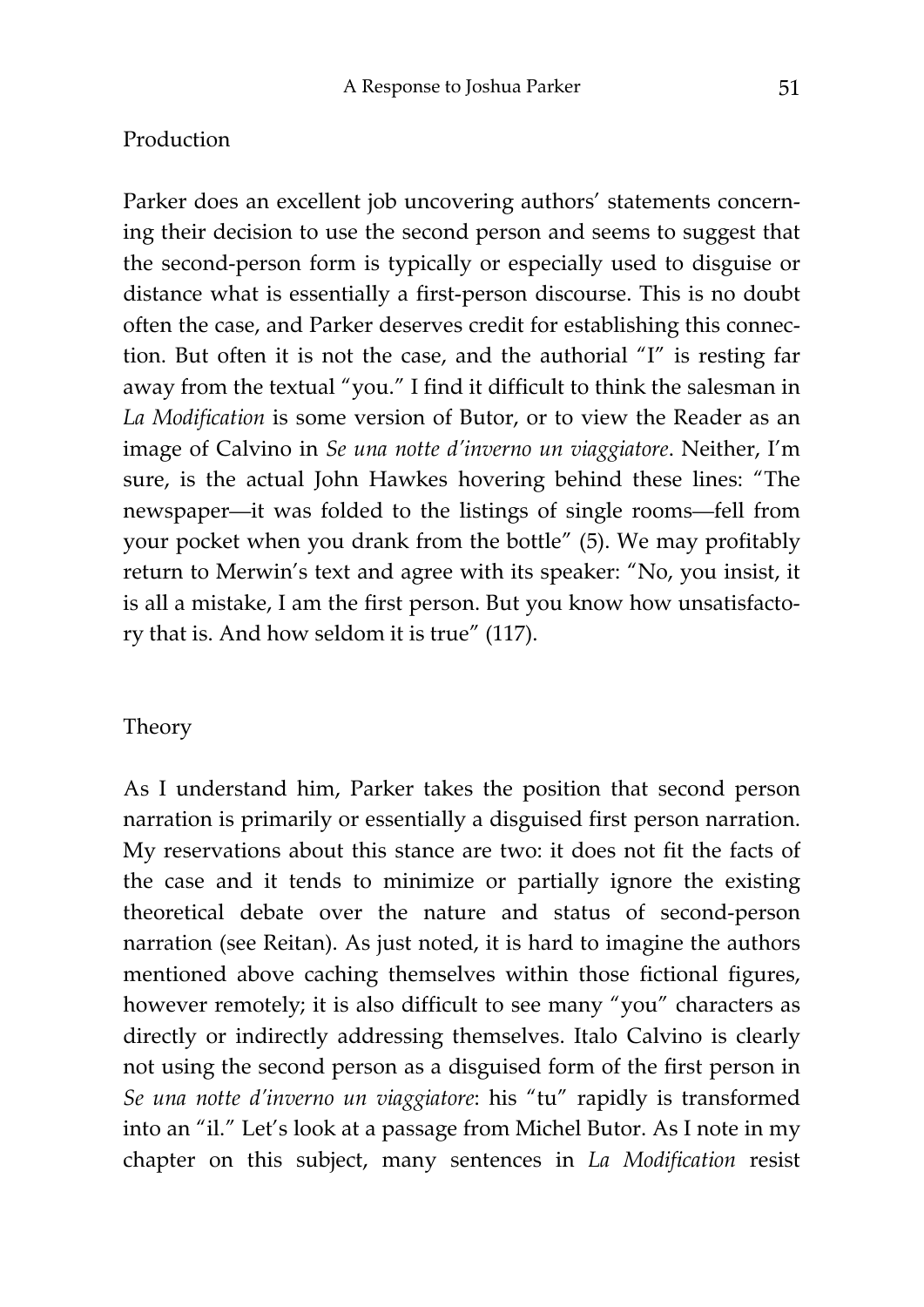## Production

Parker does an excellent job uncovering authors' statements concerning their decision to use the second person and seems to suggest that the second-person form is typically or especially used to disguise or distance what is essentially a first-person discourse. This is no doubt often the case, and Parker deserves credit for establishing this connection. But often it is not the case, and the authorial "I" is resting far away from the textual "you." I find it difficult to think the salesman in *La Modification* is some version of Butor, or to view the Reader as an image of Calvino in *Se una notte d'inverno un viaggiatore*. Neither, I'm sure, is the actual John Hawkes hovering behind these lines: "The newspaper—it was folded to the listings of single rooms—fell from your pocket when you drank from the bottle" (5). We may profitably return to Merwin's text and agree with its speaker: "No, you insist, it is all a mistake, I am the first person. But you know how unsatisfactory that is. And how seldom it is true" (117).

## Theory

As I understand him, Parker takes the position that second person narration is primarily or essentially a disguised first person narration. My reservations about this stance are two: it does not fit the facts of the case and it tends to minimize or partially ignore the existing theoretical debate over the nature and status of second-person narration (see Reitan). As just noted, it is hard to imagine the authors mentioned above caching themselves within those fictional figures, however remotely; it is also difficult to see many "you" characters as directly or indirectly addressing themselves. Italo Calvino is clearly not using the second person as a disguised form of the first person in *Se una notte d'inverno un viaggiatore*: his "tu" rapidly is transformed into an "il." Let's look at a passage from Michel Butor. As I note in my chapter on this subject, many sentences in *La Modification* resist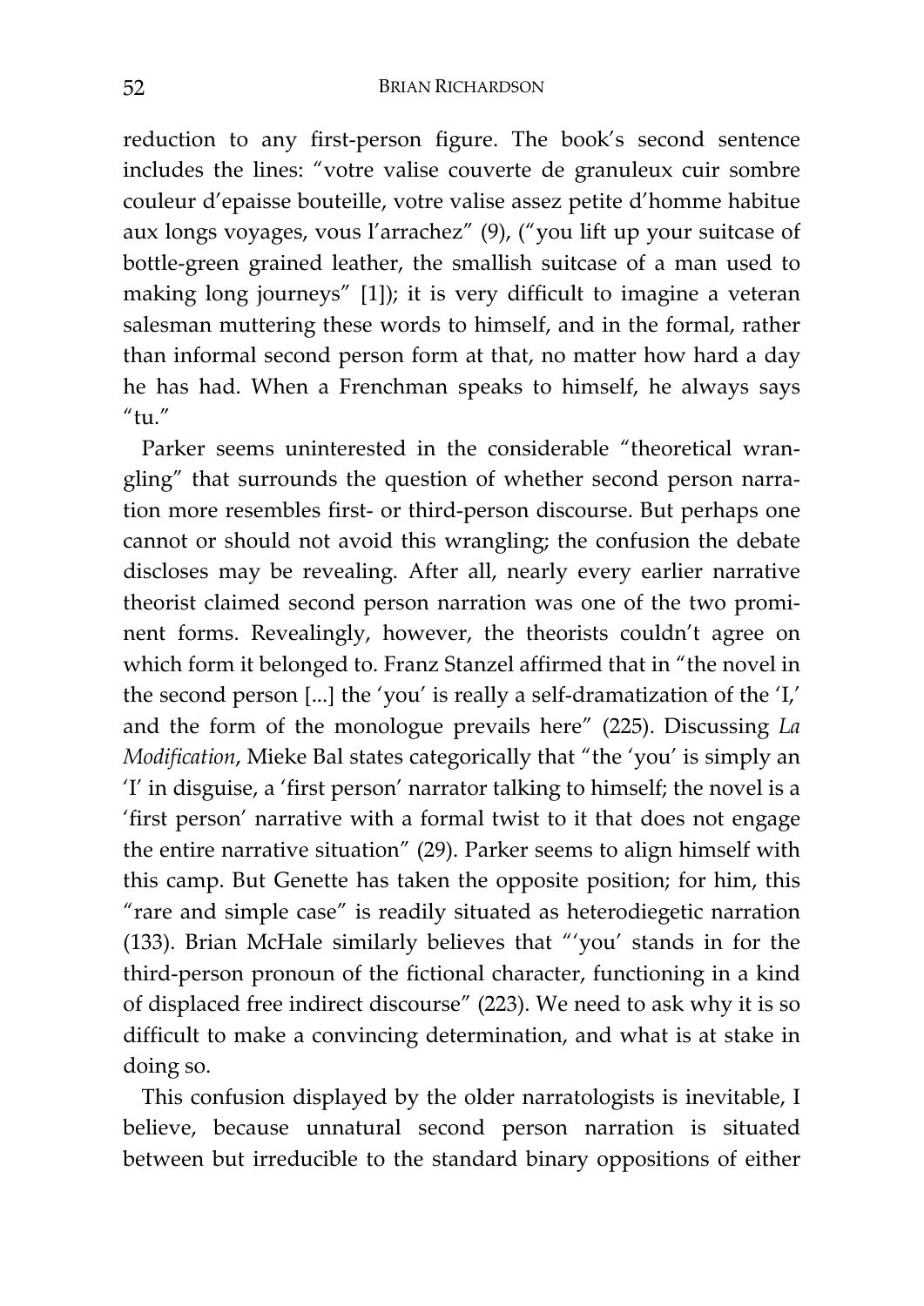reduction to any first-person figure. The book's second sentence includes the lines: "votre valise couverte de granuleux cuir sombre couleur d'epaisse bouteille, votre valise assez petite d'homme habitue aux longs voyages, vous l'arrachez" (9), ("you lift up your suitcase of bottle-green grained leather, the smallish suitcase of a man used to making long journeys" [1]); it is very difficult to imagine a veteran salesman muttering these words to himself, and in the formal, rather than informal second person form at that, no matter how hard a day he has had. When a Frenchman speaks to himself, he always says "tu."

Parker seems uninterested in the considerable "theoretical wrangling" that surrounds the question of whether second person narration more resembles first- or third-person discourse. But perhaps one cannot or should not avoid this wrangling; the confusion the debate discloses may be revealing. After all, nearly every earlier narrative theorist claimed second person narration was one of the two prominent forms. Revealingly, however, the theorists couldn't agree on which form it belonged to. Franz Stanzel affirmed that in "the novel in the second person [...] the 'you' is really a self-dramatization of the 'I,' and the form of the monologue prevails here" (225). Discussing *La Modification*, Mieke Bal states categorically that "the 'you' is simply an 'I' in disguise, a 'first person' narrator talking to himself; the novel is a 'first person' narrative with a formal twist to it that does not engage the entire narrative situation" (29). Parker seems to align himself with this camp. But Genette has taken the opposite position; for him, this "rare and simple case" is readily situated as heterodiegetic narration (133). Brian McHale similarly believes that "'you' stands in for the third-person pronoun of the fictional character, functioning in a kind of displaced free indirect discourse" (223). We need to ask why it is so difficult to make a convincing determination, and what is at stake in doing so.

This confusion displayed by the older narratologists is inevitable, I believe, because unnatural second person narration is situated between but irreducible to the standard binary oppositions of either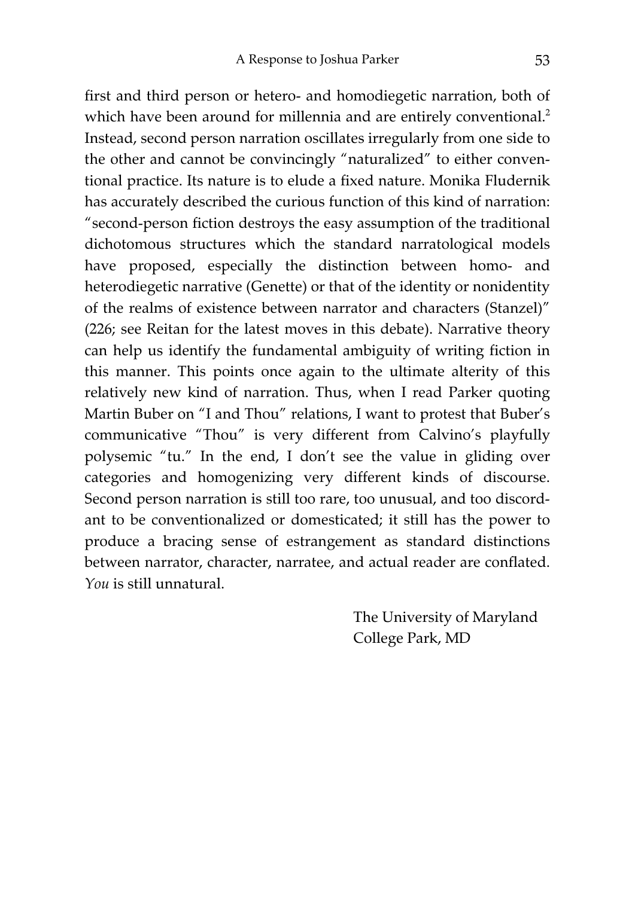first and third person or hetero- and homodiegetic narration, both of which have been around for millennia and are entirely conventional.[2] Instead, second person narration oscillates irregularly from one side to the other and cannot be convincingly "naturalized" to either conventional practice. Its nature is to elude a fixed nature. Monika Fludernik has accurately described the curious function of this kind of narration: "second-person fiction destroys the easy assumption of the traditional dichotomous structures which the standard narratological models have proposed, especially the distinction between homo- and heterodiegetic narrative (Genette) or that of the identity or nonidentity of the realms of existence between narrator and characters (Stanzel)" (226; see Reitan for the latest moves in this debate). Narrative theory can help us identify the fundamental ambiguity of writing fiction in this manner. This points once again to the ultimate alterity of this relatively new kind of narration. Thus, when I read Parker quoting Martin Buber on "I and Thou" relations, I want to protest that Buber's communicative "Thou" is very different from Calvino's playfully polysemic "tu." In the end, I don't see the value in gliding over categories and homogenizing very different kinds of discourse. Second person narration is still too rare, too unusual, and too discordant to be conventionalized or domesticated; it still has the power to produce a bracing sense of estrangement as standard distinctions between narrator, character, narratee, and actual reader are conflated. *You* is still unnatural.

The University of Maryland
College Park, MD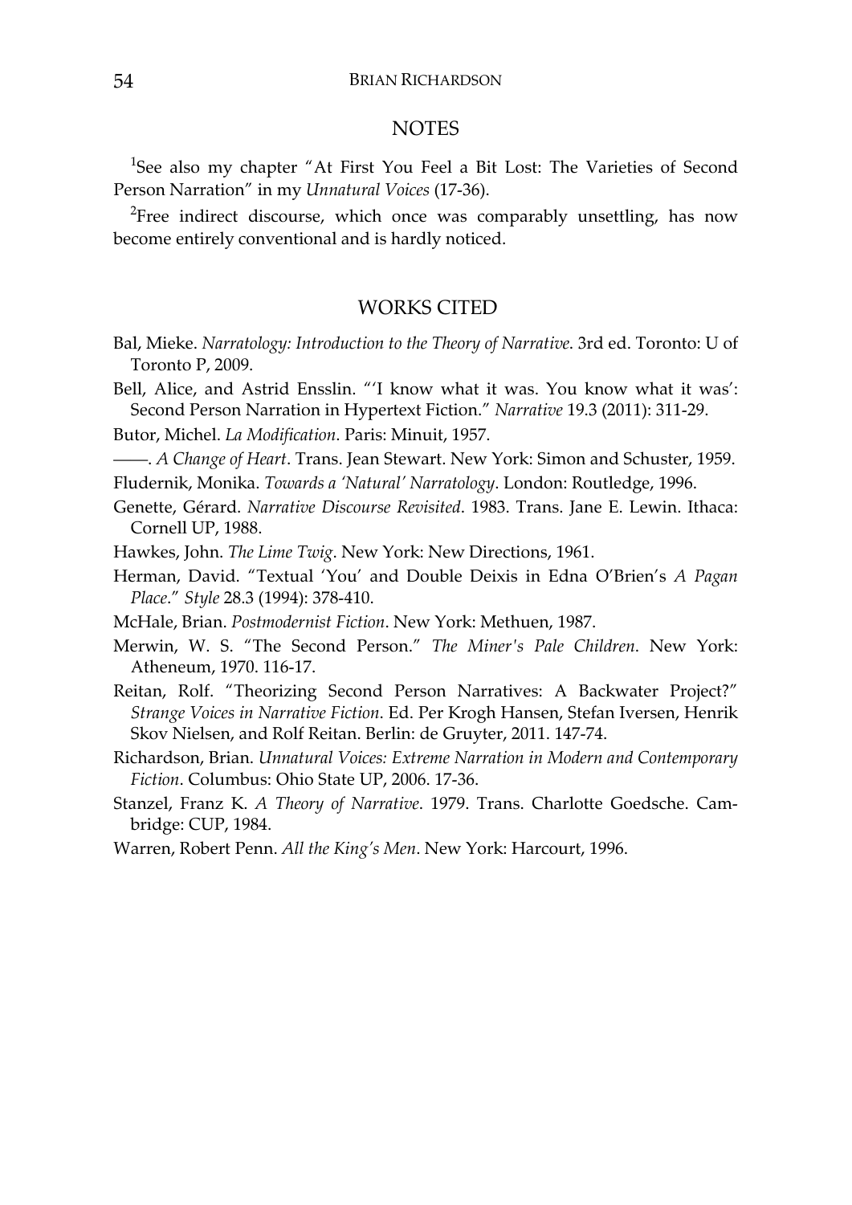## NOTES

[1]See also my chapter "At First You Feel a Bit Lost: The Varieties of Second Person Narration" in my *Unnatural Voices* (17-36).

[2]Free indirect discourse, which once was comparably unsettling, has now become entirely conventional and is hardly noticed.

## WORKS CITED

Bal, Mieke. *Narratology: Introduction to the Theory of Narrative*. 3rd ed. Toronto: U of Toronto P, 2009.

Bell, Alice, and Astrid Ensslin. "'I know what it was. You know what it was': Second Person Narration in Hypertext Fiction." *Narrative* 19.3 (2011): 311-29.

Butor, Michel. *La Modification*. Paris: Minuit, 1957.

——. *A Change of Heart*. Trans. Jean Stewart. New York: Simon and Schuster, 1959.

Fludernik, Monika. *Towards a 'Natural' Narratology*. London: Routledge, 1996.

Genette, Gérard. *Narrative Discourse Revisited*. 1983. Trans. Jane E. Lewin. Ithaca: Cornell UP, 1988.

Hawkes, John. *The Lime Twig*. New York: New Directions, 1961.

Herman, David. "Textual 'You' and Double Deixis in Edna O'Brien's *A Pagan Place*." *Style* 28.3 (1994): 378-410.

McHale, Brian. *Postmodernist Fiction*. New York: Methuen, 1987.

Merwin, W. S. "The Second Person." *The Miner's Pale Children*. New York: Atheneum, 1970. 116-17.

Reitan, Rolf. "Theorizing Second Person Narratives: A Backwater Project?" *Strange Voices in Narrative Fiction*. Ed. Per Krogh Hansen, Stefan Iversen, Henrik Skov Nielsen, and Rolf Reitan. Berlin: de Gruyter, 2011. 147-74.

Richardson, Brian. *Unnatural Voices: Extreme Narration in Modern and Contemporary Fiction*. Columbus: Ohio State UP, 2006. 17-36.

Stanzel, Franz K. *A Theory of Narrative*. 1979. Trans. Charlotte Goedsche. Cambridge: CUP, 1984.

Warren, Robert Penn. *All the King's Men*. New York: Harcourt, 1996.